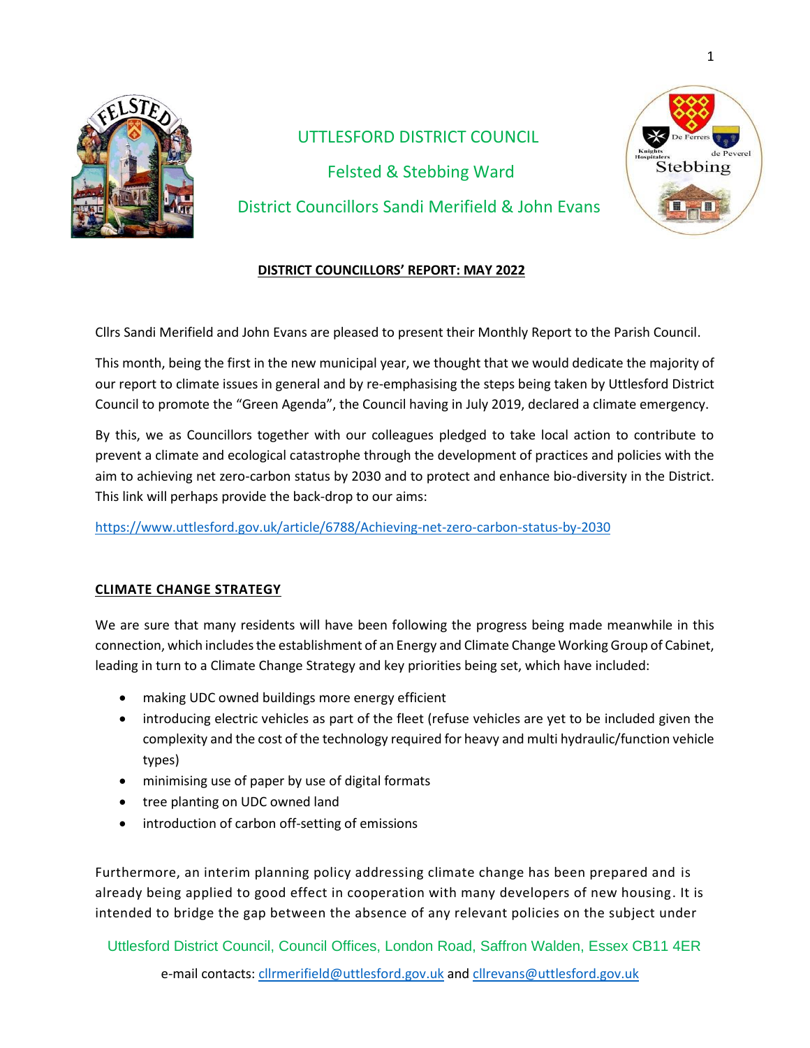UTTLESFORD DISTRICT COUNCIL

Felsted & Stebbing Ward

District Councillors Sandi Merifield & John Evans

**DISTRICT COUNCILLORS' REPORT: MAY 2022**

Cllrs Sandi Merifield and John Evans are pleased to present their Monthly Report to the Parish Council.

This month, being the first in the new municipal year, we thought that we would dedicate the majority of our report to climate issues in general and by re-emphasising the steps being taken by Uttlesford District Council to promote the "Green Agenda", the Council having in July 2019, declared a climate emergency.

By this, we as Councillors together with our colleagues pledged to take local action to contribute to prevent a climate and ecological catastrophe through the development of practices and policies with the aim to achieving net zero-carbon status by 2030 and to protect and enhance bio-diversity in the District. This link will perhaps provide the back-drop to our aims:

https://www.uttlesford.gov.uk/article/6788/Achieving-net-zero-carbon-status-by-2030

## CLIMATE CHANGE STRATEGY

We are sure that many residents will have been following the progress being made meanwhile in this connection, which includes the establishment of an Energy and Climate Change Working Group of Cabinet, leading in turn to a Climate Change Strategy and key priorities being set, which have included:

- making UDC owned buildings more energy efficient
- introducing electric vehicles as part of the fleet (refuse vehicles are yet to be included given the complexity and the cost of the technology required for heavy and multi hydraulic/function vehicle types)
- minimising use of paper by use of digital formats
- tree planting on UDC owned land
- introduction of carbon off-setting of emissions

Furthermore, an interim planning policy addressing climate change has been prepared and is already being applied to good effect in cooperation with many developers of new housing. It is intended to bridge the gap between the absence of any relevant policies on the subject under

Uttlesford District Council, Council Offices, London Road, Saffron Walden, Essex CB11 4ER

e-mail contacts: cllrmerifield@uttlesford.gov.uk and cllrevans@uttlesford.gov.uk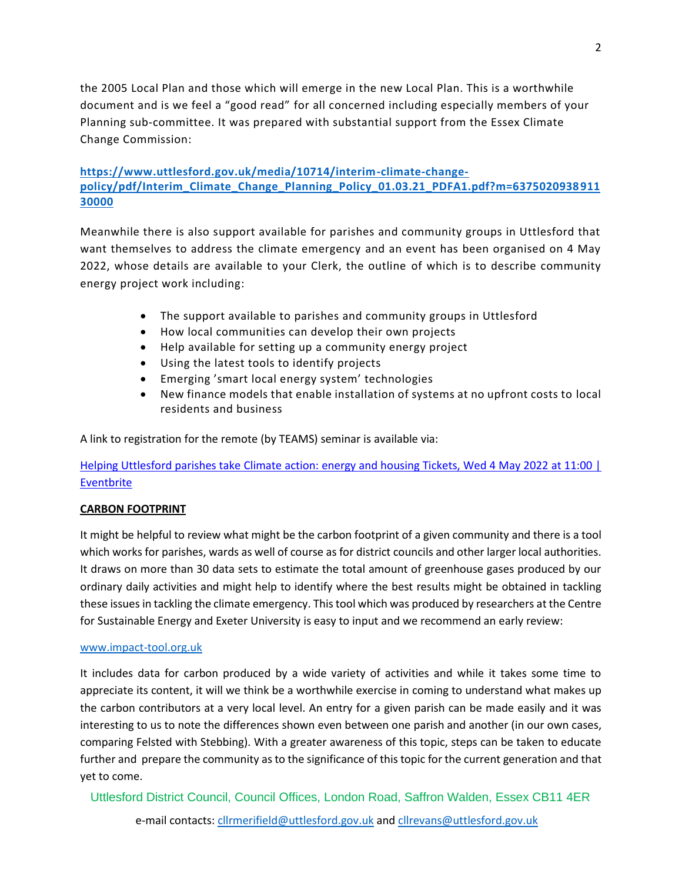the 2005 Local Plan and those which will emerge in the new Local Plan. This is a worthwhile document and is we feel a "good read" for all concerned including especially members of your Planning sub-committee. It was prepared with substantial support from the Essex Climate Change Commission:

**https://www.uttlesford.gov.uk/media/10714/interim-climate-change-policy/pdf/Interim_Climate_Change_Planning_Policy_01.03.21_PDFA1.pdf?m=637502093891130000**

Meanwhile there is also support available for parishes and community groups in Uttlesford that want themselves to address the climate emergency and an event has been organised on 4 May 2022, whose details are available to your Clerk, the outline of which is to describe community energy project work including:

- The support available to parishes and community groups in Uttlesford
- How local communities can develop their own projects
- Help available for setting up a community energy project
- Using the latest tools to identify projects
- Emerging 'smart local energy system' technologies
- New finance models that enable installation of systems at no upfront costs to local residents and business

A link to registration for the remote (by TEAMS) seminar is available via:

Helping Uttlesford parishes take Climate action: energy and housing Tickets, Wed 4 May 2022 at 11:00 | Eventbrite

**CARBON FOOTPRINT**

It might be helpful to review what might be the carbon footprint of a given community and there is a tool which works for parishes, wards as well of course as for district councils and other larger local authorities. It draws on more than 30 data sets to estimate the total amount of greenhouse gases produced by our ordinary daily activities and might help to identify where the best results might be obtained in tackling these issues in tackling the climate emergency. This tool which was produced by researchers at the Centre for Sustainable Energy and Exeter University is easy to input and we recommend an early review:

www.impact-tool.org.uk

It includes data for carbon produced by a wide variety of activities and while it takes some time to appreciate its content, it will we think be a worthwhile exercise in coming to understand what makes up the carbon contributors at a very local level. An entry for a given parish can be made easily and it was interesting to us to note the differences shown even between one parish and another (in our own cases, comparing Felsted with Stebbing). With a greater awareness of this topic, steps can be taken to educate further and prepare the community as to the significance of this topic for the current generation and that yet to come.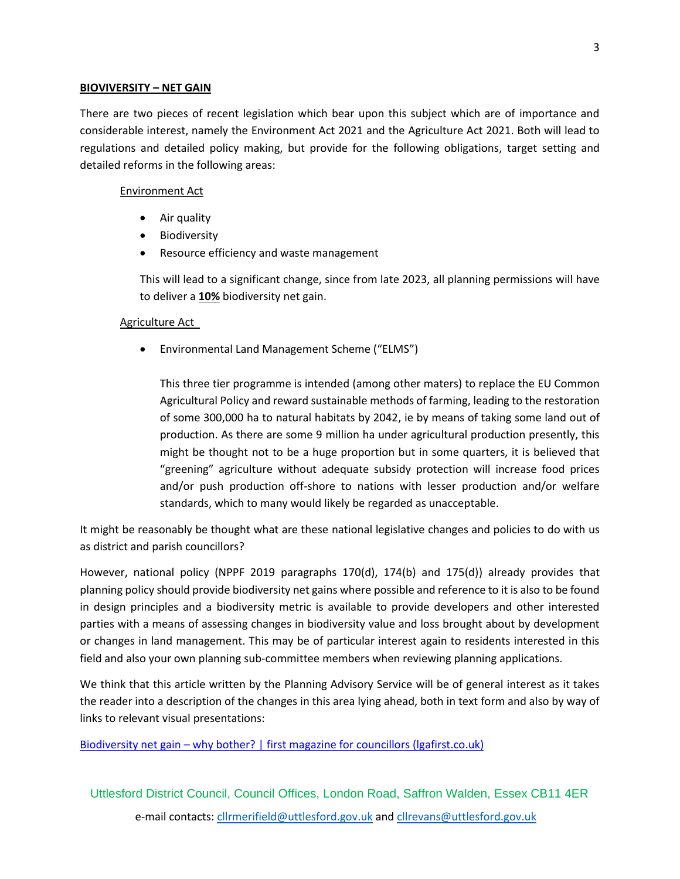**BIOVIVERSITY – NET GAIN**

There are two pieces of recent legislation which bear upon this subject which are of importance and considerable interest, namely the Environment Act 2021 and the Agriculture Act 2021. Both will lead to regulations and detailed policy making, but provide for the following obligations, target setting and detailed reforms in the following areas:

Environment Act

- Air quality
- Biodiversity
- Resource efficiency and waste management

This will lead to a significant change, since from late 2023, all planning permissions will have to deliver a **10%** biodiversity net gain.

Agriculture Act

- Environmental Land Management Scheme ("ELMS")

  This three tier programme is intended (among other maters) to replace the EU Common Agricultural Policy and reward sustainable methods of farming, leading to the restoration of some 300,000 ha to natural habitats by 2042, ie by means of taking some land out of production. As there are some 9 million ha under agricultural production presently, this might be thought not to be a huge proportion but in some quarters, it is believed that "greening" agriculture without adequate subsidy protection will increase food prices and/or push production off-shore to nations with lesser production and/or welfare standards, which to many would likely be regarded as unacceptable.

It might be reasonably be thought what are these national legislative changes and policies to do with us as district and parish councillors?

However, national policy (NPPF 2019 paragraphs 170(d), 174(b) and 175(d)) already provides that planning policy should provide biodiversity net gains where possible and reference to it is also to be found in design principles and a biodiversity metric is available to provide developers and other interested parties with a means of assessing changes in biodiversity value and loss brought about by development or changes in land management. This may be of particular interest again to residents interested in this field and also your own planning sub-committee members when reviewing planning applications.

We think that this article written by the Planning Advisory Service will be of general interest as it takes the reader into a description of the changes in this area lying ahead, both in text form and also by way of links to relevant visual presentations:

Biodiversity net gain – why bother? | first magazine for councillors (lgafirst.co.uk)

Uttlesford District Council, Council Offices, London Road, Saffron Walden, Essex CB11 4ER

e-mail contacts: cllrmerifield@uttlesford.gov.uk and cllrevans@uttlesford.gov.uk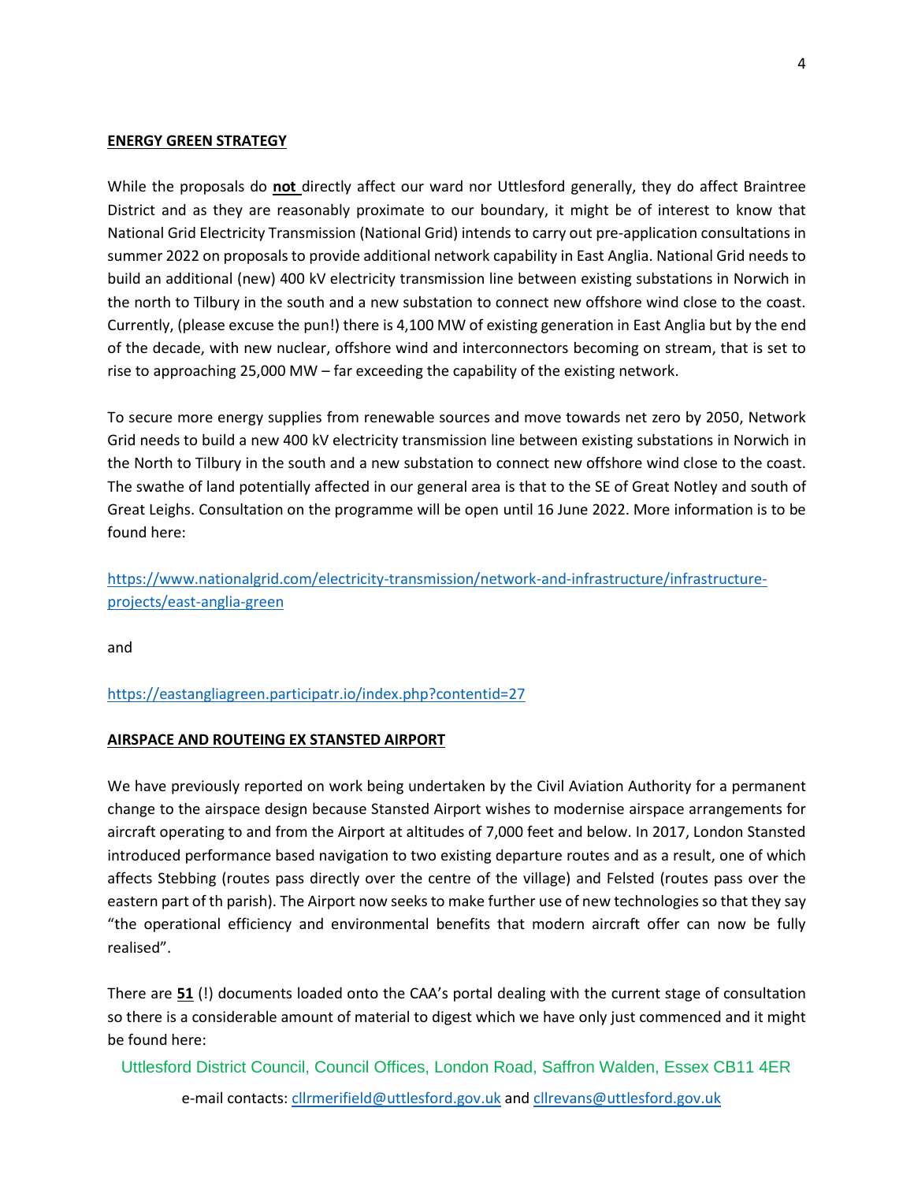## ENERGY GREEN STRATEGY

While the proposals do **not** directly affect our ward nor Uttlesford generally, they do affect Braintree District and as they are reasonably proximate to our boundary, it might be of interest to know that National Grid Electricity Transmission (National Grid) intends to carry out pre-application consultations in summer 2022 on proposals to provide additional network capability in East Anglia. National Grid needs to build an additional (new) 400 kV electricity transmission line between existing substations in Norwich in the north to Tilbury in the south and a new substation to connect new offshore wind close to the coast. Currently, (please excuse the pun!) there is 4,100 MW of existing generation in East Anglia but by the end of the decade, with new nuclear, offshore wind and interconnectors becoming on stream, that is set to rise to approaching 25,000 MW – far exceeding the capability of the existing network.

To secure more energy supplies from renewable sources and move towards net zero by 2050, Network Grid needs to build a new 400 kV electricity transmission line between existing substations in Norwich in the North to Tilbury in the south and a new substation to connect new offshore wind close to the coast. The swathe of land potentially affected in our general area is that to the SE of Great Notley and south of Great Leighs. Consultation on the programme will be open until 16 June 2022. More information is to be found here:

https://www.nationalgrid.com/electricity-transmission/network-and-infrastructure/infrastructure-projects/east-anglia-green

and

https://eastangliagreen.participatr.io/index.php?contentid=27

## AIRSPACE AND ROUTEING EX STANSTED AIRPORT

We have previously reported on work being undertaken by the Civil Aviation Authority for a permanent change to the airspace design because Stansted Airport wishes to modernise airspace arrangements for aircraft operating to and from the Airport at altitudes of 7,000 feet and below. In 2017, London Stansted introduced performance based navigation to two existing departure routes and as a result, one of which affects Stebbing (routes pass directly over the centre of the village) and Felsted (routes pass over the eastern part of th parish). The Airport now seeks to make further use of new technologies so that they say "the operational efficiency and environmental benefits that modern aircraft offer can now be fully realised".

There are **51** (!) documents loaded onto the CAA's portal dealing with the current stage of consultation so there is a considerable amount of material to digest which we have only just commenced and it might be found here:

Uttlesford District Council, Council Offices, London Road, Saffron Walden, Essex CB11 4ER

e-mail contacts: cllrmerifield@uttlesford.gov.uk and cllrevans@uttlesford.gov.uk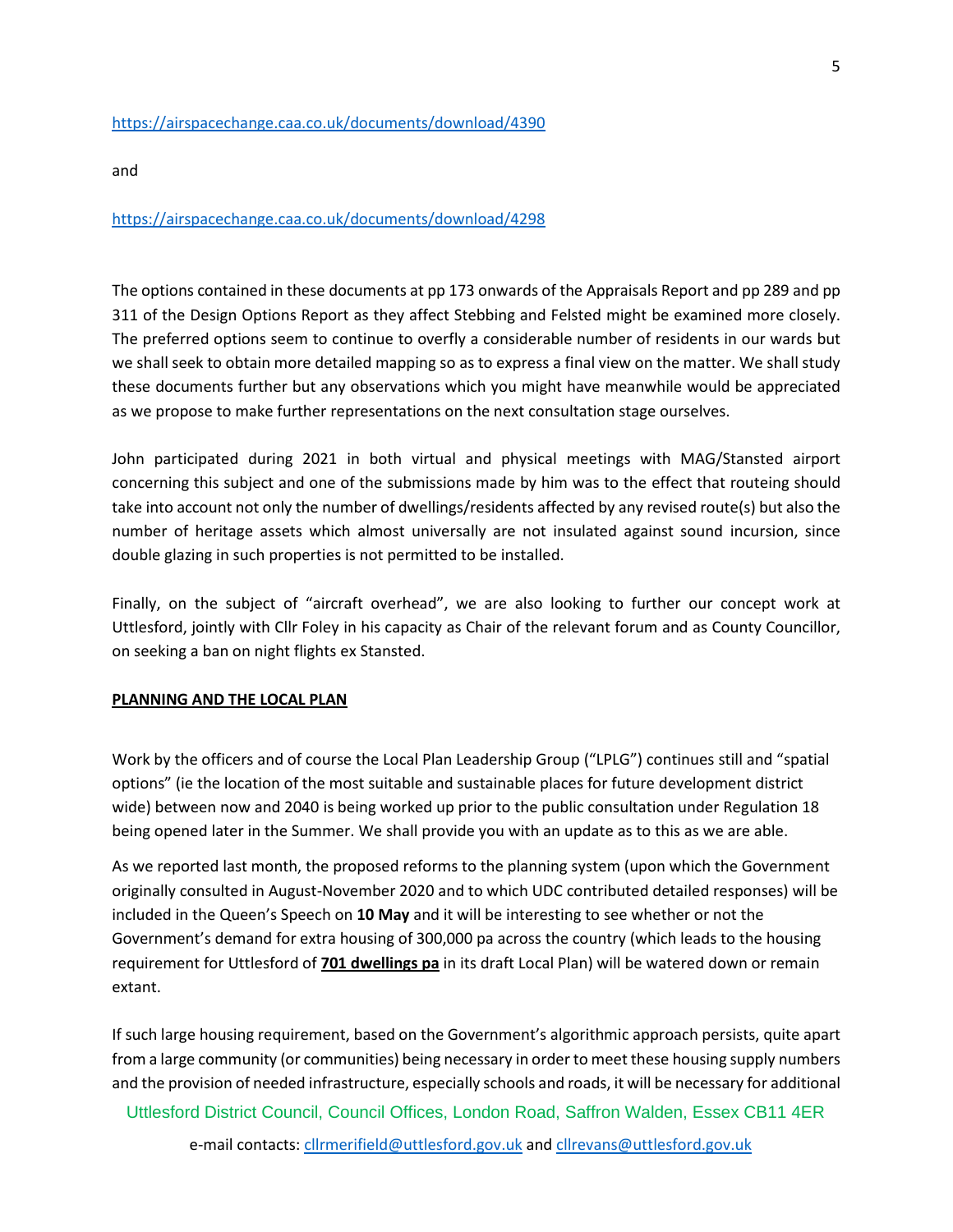https://airspacechange.caa.co.uk/documents/download/4390

and

https://airspacechange.caa.co.uk/documents/download/4298

The options contained in these documents at pp 173 onwards of the Appraisals Report and pp 289 and pp 311 of the Design Options Report as they affect Stebbing and Felsted might be examined more closely. The preferred options seem to continue to overfly a considerable number of residents in our wards but we shall seek to obtain more detailed mapping so as to express a final view on the matter. We shall study these documents further but any observations which you might have meanwhile would be appreciated as we propose to make further representations on the next consultation stage ourselves.

John participated during 2021 in both virtual and physical meetings with MAG/Stansted airport concerning this subject and one of the submissions made by him was to the effect that routeing should take into account not only the number of dwellings/residents affected by any revised route(s) but also the number of heritage assets which almost universally are not insulated against sound incursion, since double glazing in such properties is not permitted to be installed.

Finally, on the subject of "aircraft overhead", we are also looking to further our concept work at Uttlesford, jointly with Cllr Foley in his capacity as Chair of the relevant forum and as County Councillor, on seeking a ban on night flights ex Stansted.

## PLANNING AND THE LOCAL PLAN

Work by the officers and of course the Local Plan Leadership Group ("LPLG") continues still and "spatial options" (ie the location of the most suitable and sustainable places for future development district wide) between now and 2040 is being worked up prior to the public consultation under Regulation 18 being opened later in the Summer. We shall provide you with an update as to this as we are able.

As we reported last month, the proposed reforms to the planning system (upon which the Government originally consulted in August-November 2020 and to which UDC contributed detailed responses) will be included in the Queen's Speech on **10 May** and it will be interesting to see whether or not the Government's demand for extra housing of 300,000 pa across the country (which leads to the housing requirement for Uttlesford of **701 dwellings pa** in its draft Local Plan) will be watered down or remain extant.

If such large housing requirement, based on the Government's algorithmic approach persists, quite apart from a large community (or communities) being necessary in order to meet these housing supply numbers and the provision of needed infrastructure, especially schools and roads, it will be necessary for additional

Uttlesford District Council, Council Offices, London Road, Saffron Walden, Essex CB11 4ER

e-mail contacts: cllrmerifield@uttlesford.gov.uk and cllrevans@uttlesford.gov.uk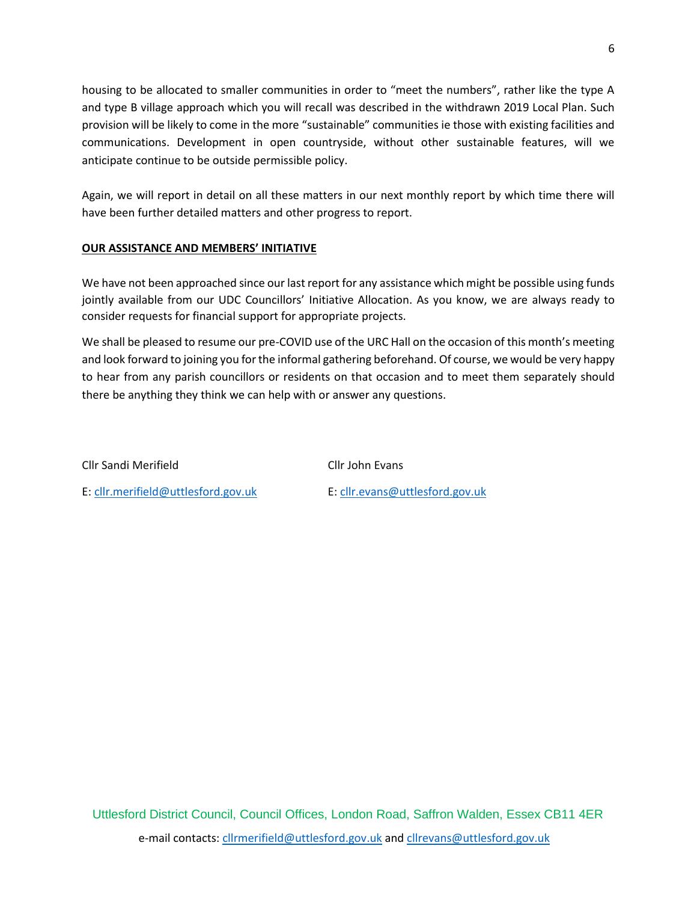housing to be allocated to smaller communities in order to "meet the numbers", rather like the type A and type B village approach which you will recall was described in the withdrawn 2019 Local Plan. Such provision will be likely to come in the more "sustainable" communities ie those with existing facilities and communications. Development in open countryside, without other sustainable features, will we anticipate continue to be outside permissible policy.

Again, we will report in detail on all these matters in our next monthly report by which time there will have been further detailed matters and other progress to report.

## OUR ASSISTANCE AND MEMBERS' INITIATIVE

We have not been approached since our last report for any assistance which might be possible using funds jointly available from our UDC Councillors' Initiative Allocation. As you know, we are always ready to consider requests for financial support for appropriate projects.

We shall be pleased to resume our pre-COVID use of the URC Hall on the occasion of this month's meeting and look forward to joining you for the informal gathering beforehand. Of course, we would be very happy to hear from any parish councillors or residents on that occasion and to meet them separately should there be anything they think we can help with or answer any questions.

Cllr Sandi Merifield

E: cllr.merifield@uttlesford.gov.uk

Cllr John Evans

E: cllr.evans@uttlesford.gov.uk

Uttlesford District Council, Council Offices, London Road, Saffron Walden, Essex CB11 4ER

e-mail contacts: cllrmerifield@uttlesford.gov.uk and cllrevans@uttlesford.gov.uk